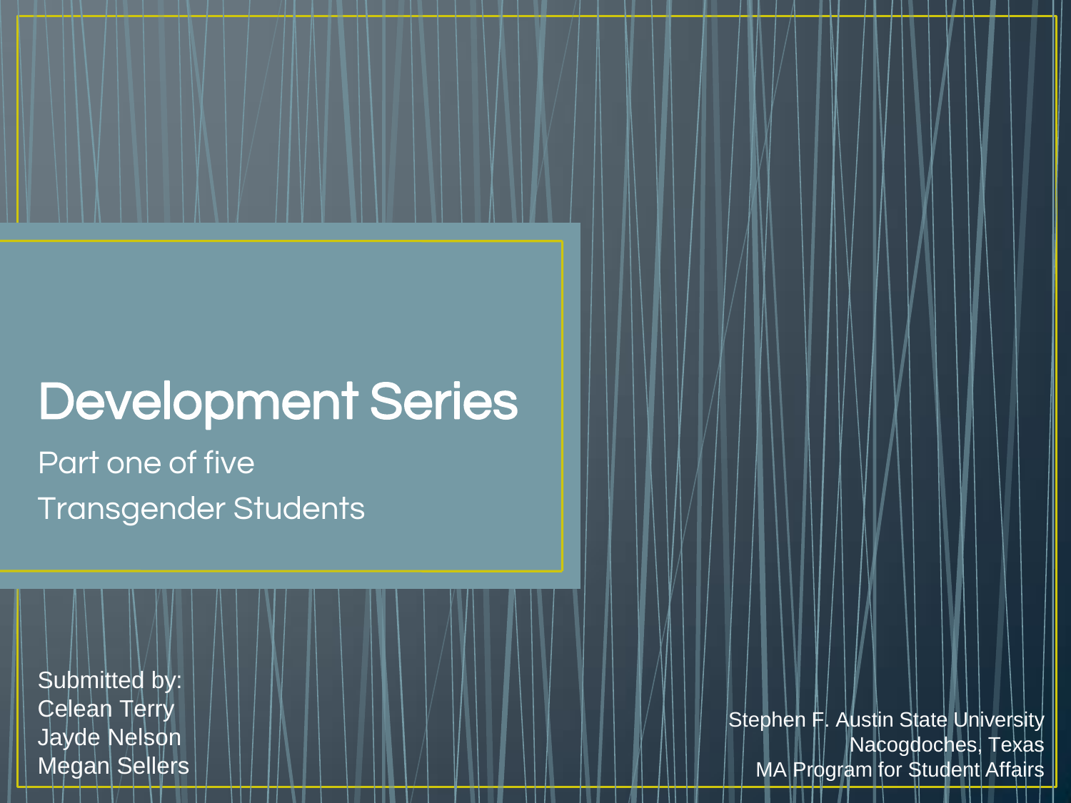# Development Series

Part one of five

Transgender Students

Submitted by:
Celean Terry
Jayde Nelson
Megan Sellers

Stephen F. Austin State University
Nacogdoches, Texas
MA Program for Student Affairs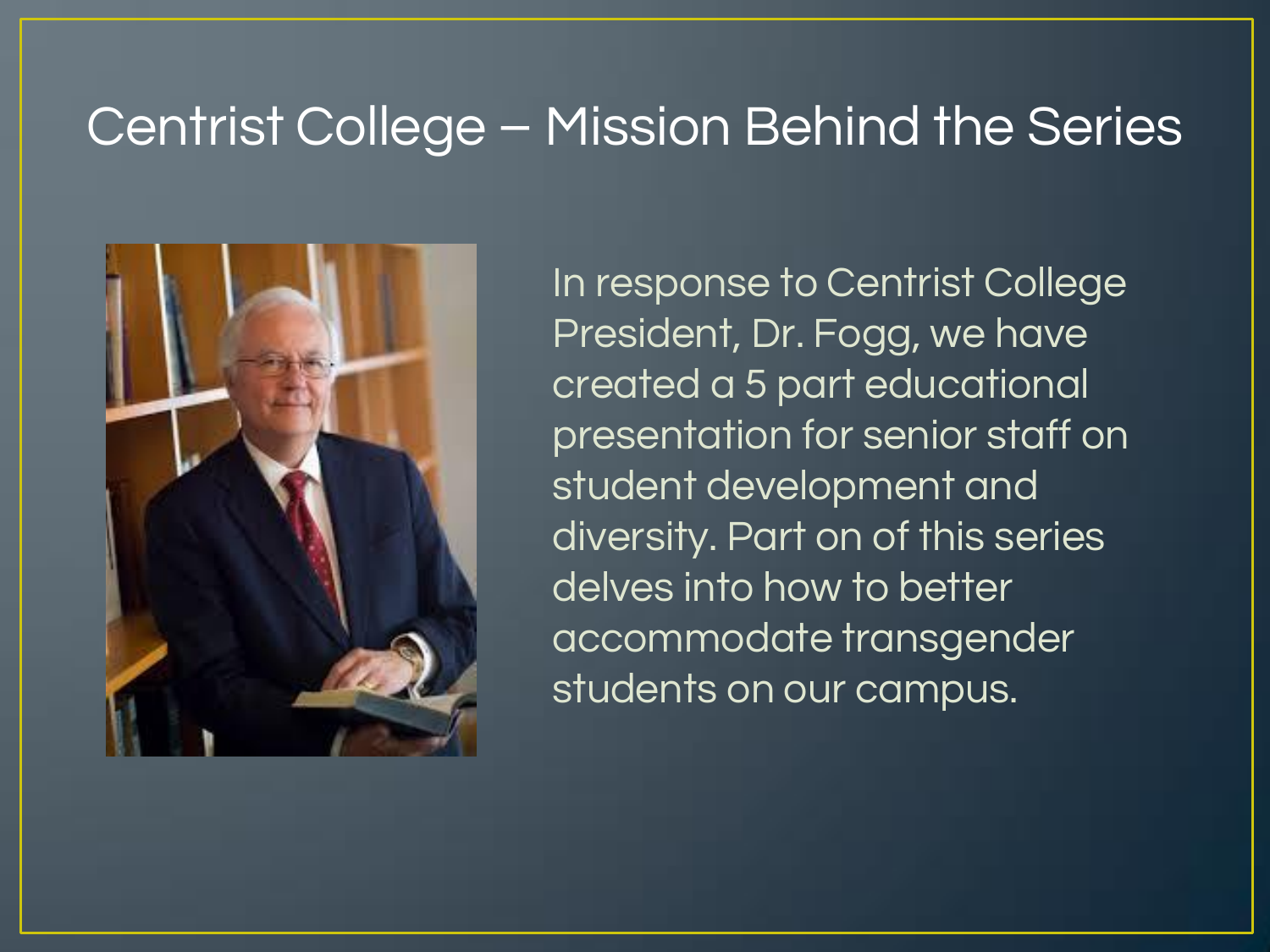# Centrist College – Mission Behind the Series

In response to Centrist College President, Dr. Fogg, we have created a 5 part educational presentation for senior staff on student development and diversity. Part on of this series delves into how to better accommodate transgender students on our campus.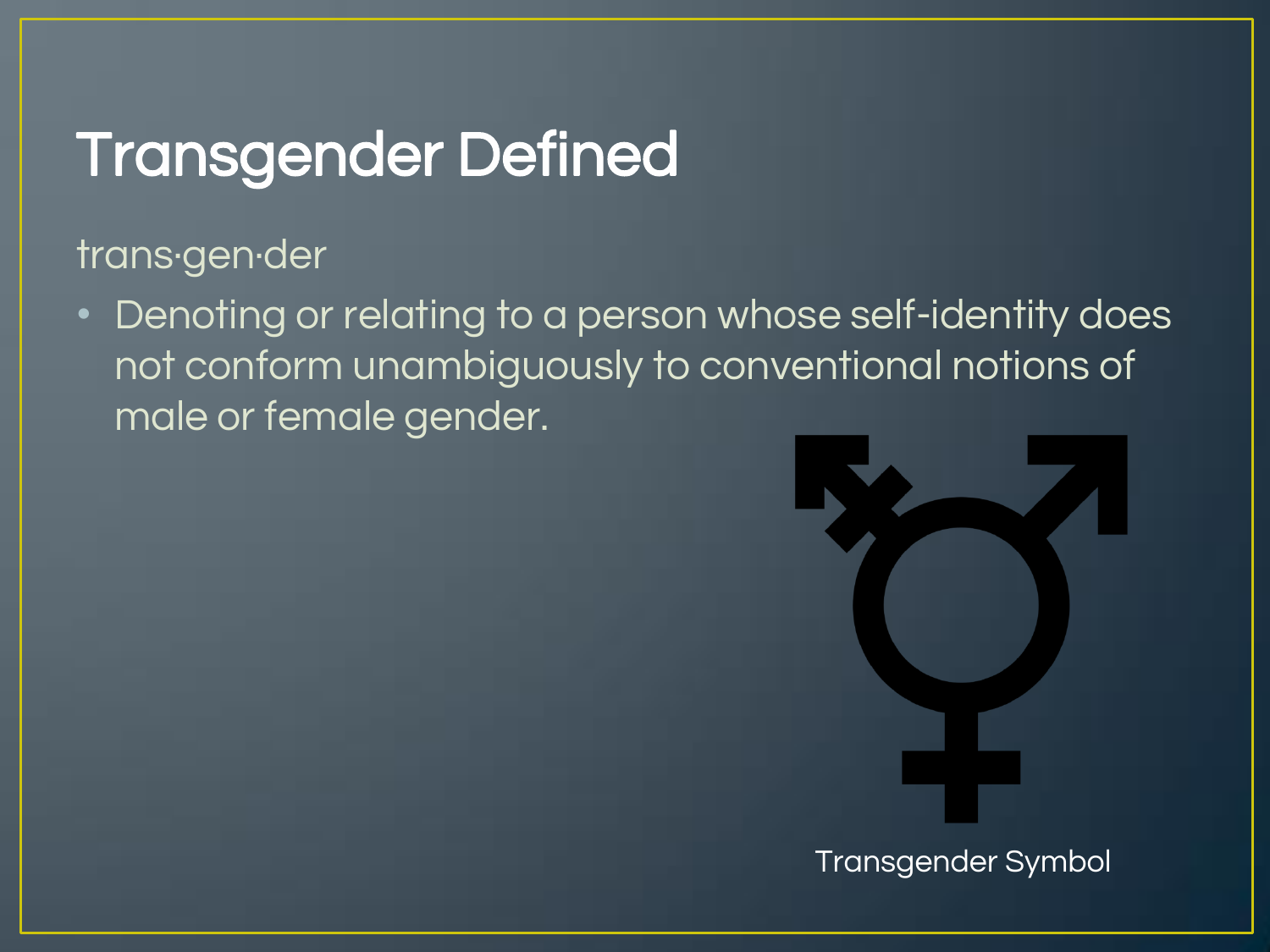# Transgender Defined

trans·gen·der

- Denoting or relating to a person whose self-identity does not conform unambiguously to conventional notions of male or female gender.

Transgender Symbol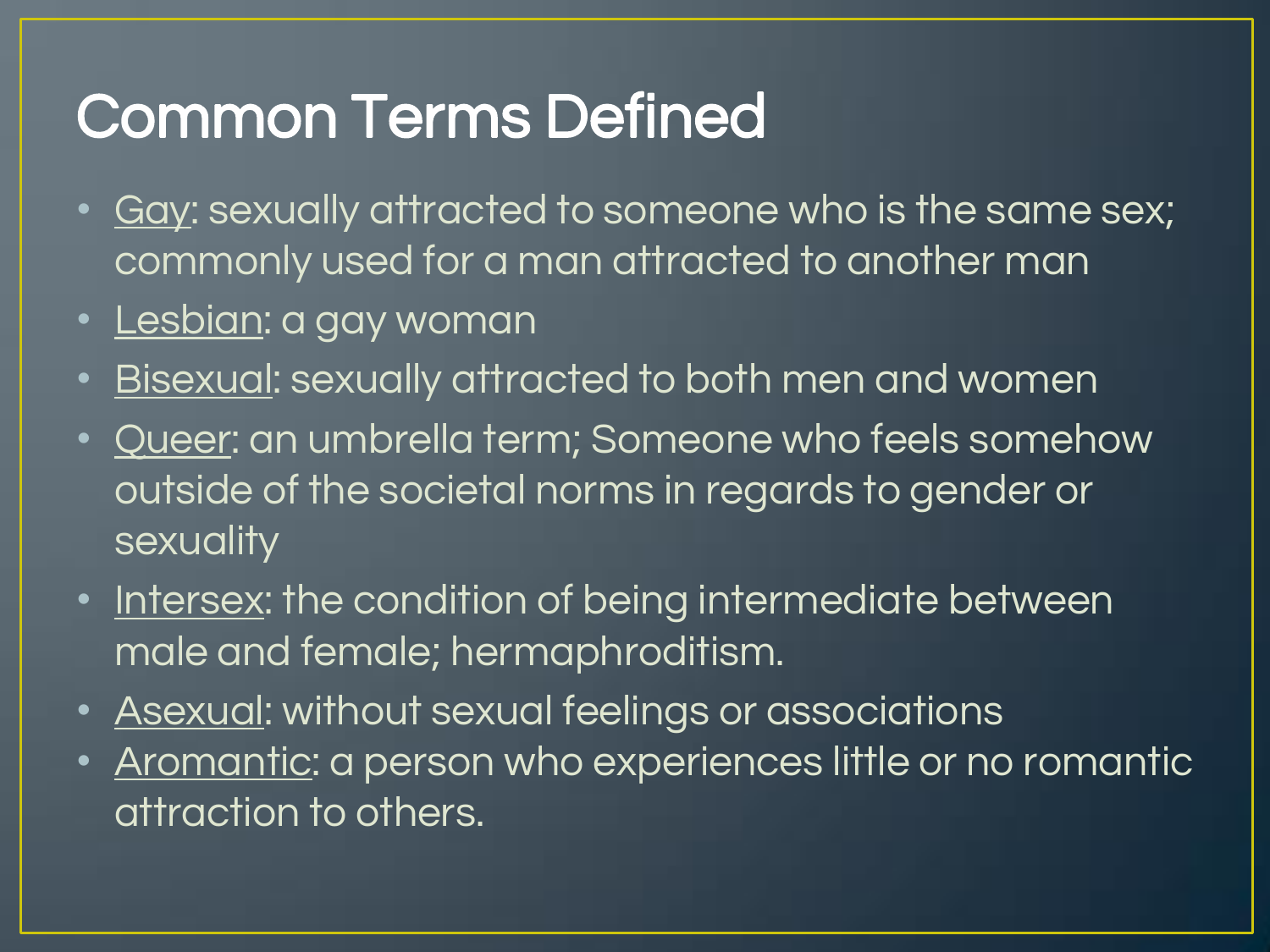# Common Terms Defined

- Gay: sexually attracted to someone who is the same sex; commonly used for a man attracted to another man
- Lesbian: a gay woman
- Bisexual: sexually attracted to both men and women
- Queer: an umbrella term; Someone who feels somehow outside of the societal norms in regards to gender or sexuality
- Intersex: the condition of being intermediate between male and female; hermaphroditism.
- Asexual: without sexual feelings or associations
- Aromantic: a person who experiences little or no romantic attraction to others.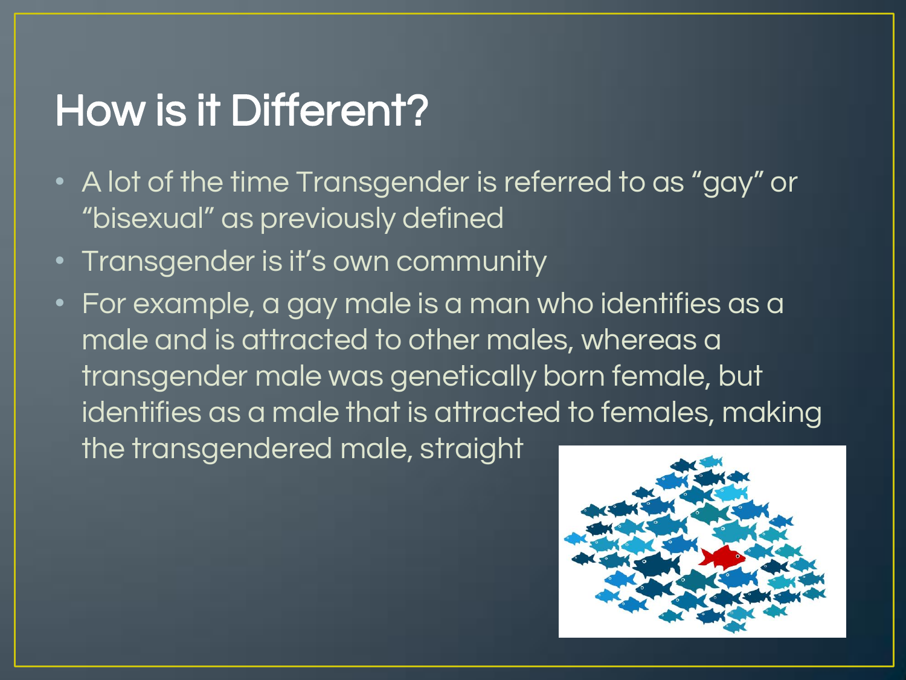# How is it Different?

- A lot of the time Transgender is referred to as “gay” or “bisexual” as previously defined
- Transgender is it’s own community
- For example, a gay male is a man who identifies as a male and is attracted to other males, whereas a transgender male was genetically born female, but identifies as a male that is attracted to females, making the transgendered male, straight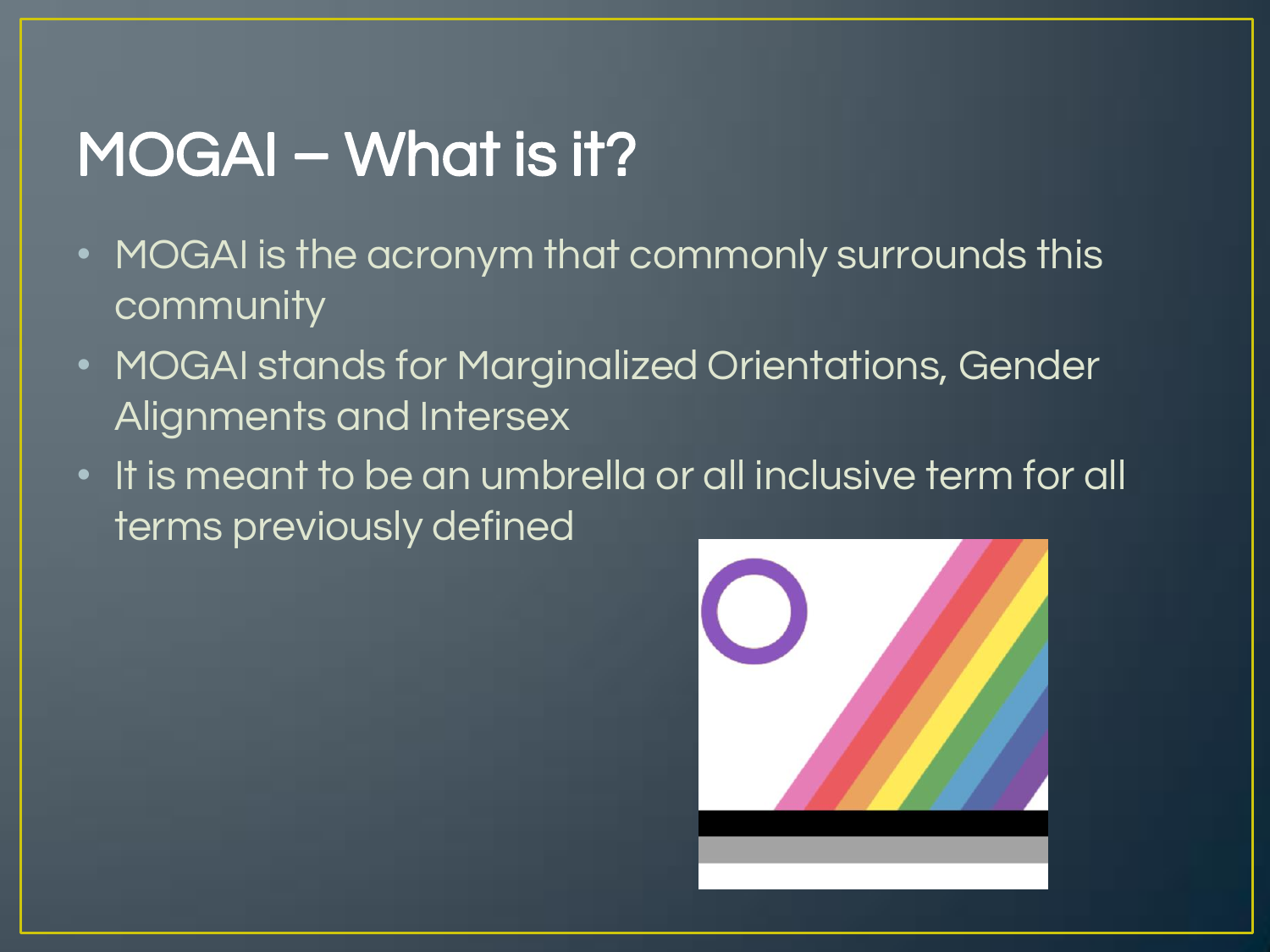# MOGAI – What is it?

- MOGAI is the acronym that commonly surrounds this community
- MOGAI stands for Marginalized Orientations, Gender Alignments and Intersex
- It is meant to be an umbrella or all inclusive term for all terms previously defined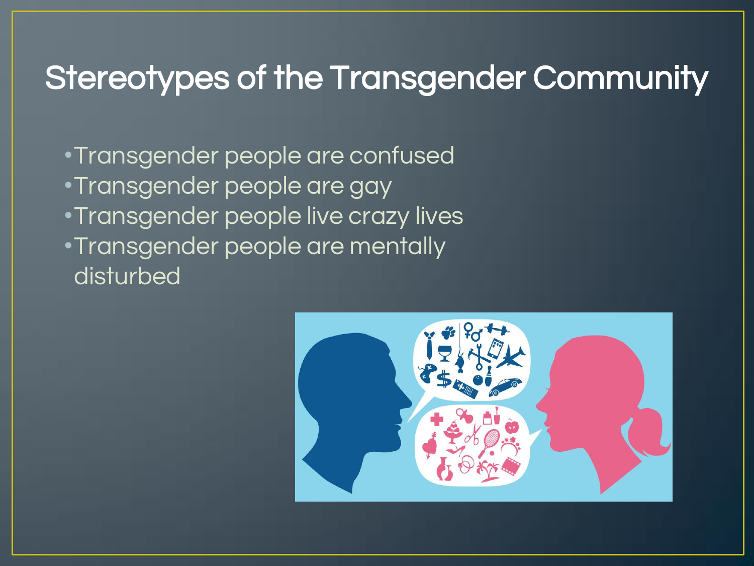# Stereotypes of the Transgender Community

- Transgender people are confused
- Transgender people are gay
- Transgender people live crazy lives
- Transgender people are mentally disturbed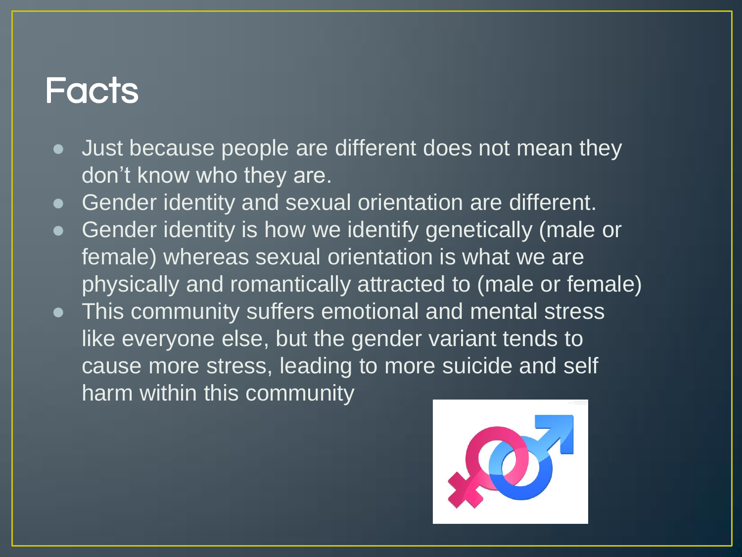# Facts

- Just because people are different does not mean they don't know who they are.
- Gender identity and sexual orientation are different.
- Gender identity is how we identify genetically (male or female) whereas sexual orientation is what we are physically and romantically attracted to (male or female)
- This community suffers emotional and mental stress like everyone else, but the gender variant tends to cause more stress, leading to more suicide and self harm within this community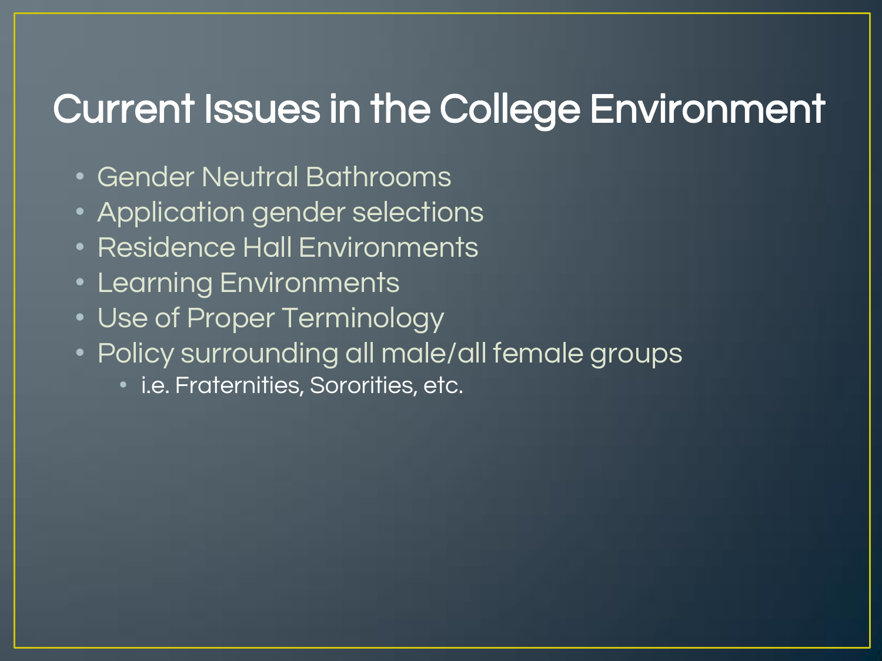# Current Issues in the College Environment

- Gender Neutral Bathrooms
- Application gender selections
- Residence Hall Environments
- Learning Environments
- Use of Proper Terminology
- Policy surrounding all male/all female groups
  - i.e. Fraternities, Sororities, etc.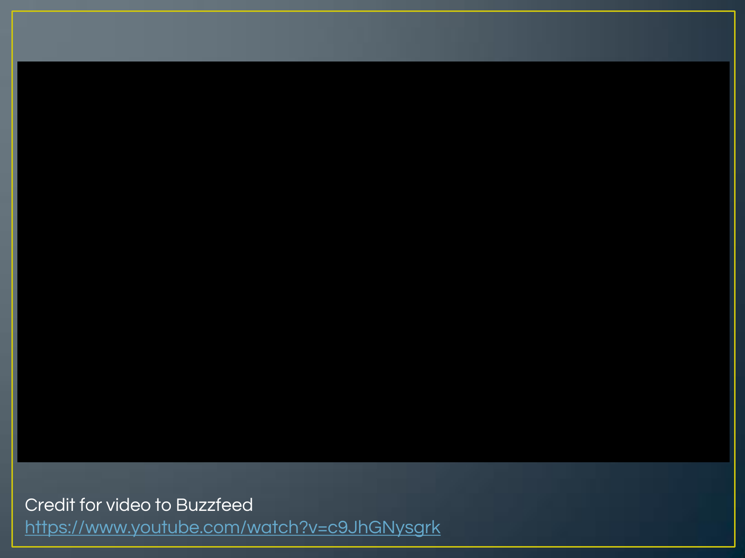Credit for video to Buzzfeed
https://www.youtube.com/watch?v=c9JhGNysgrk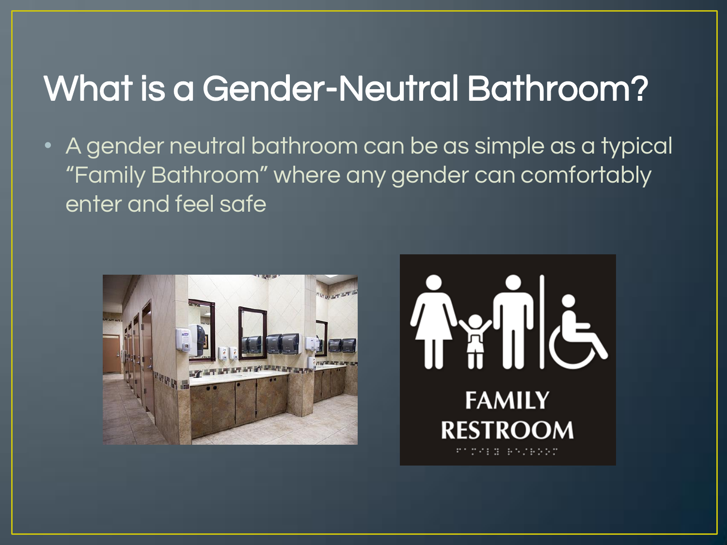# What is a Gender-Neutral Bathroom?

- A gender neutral bathroom can be as simple as a typical "Family Bathroom" where any gender can comfortably enter and feel safe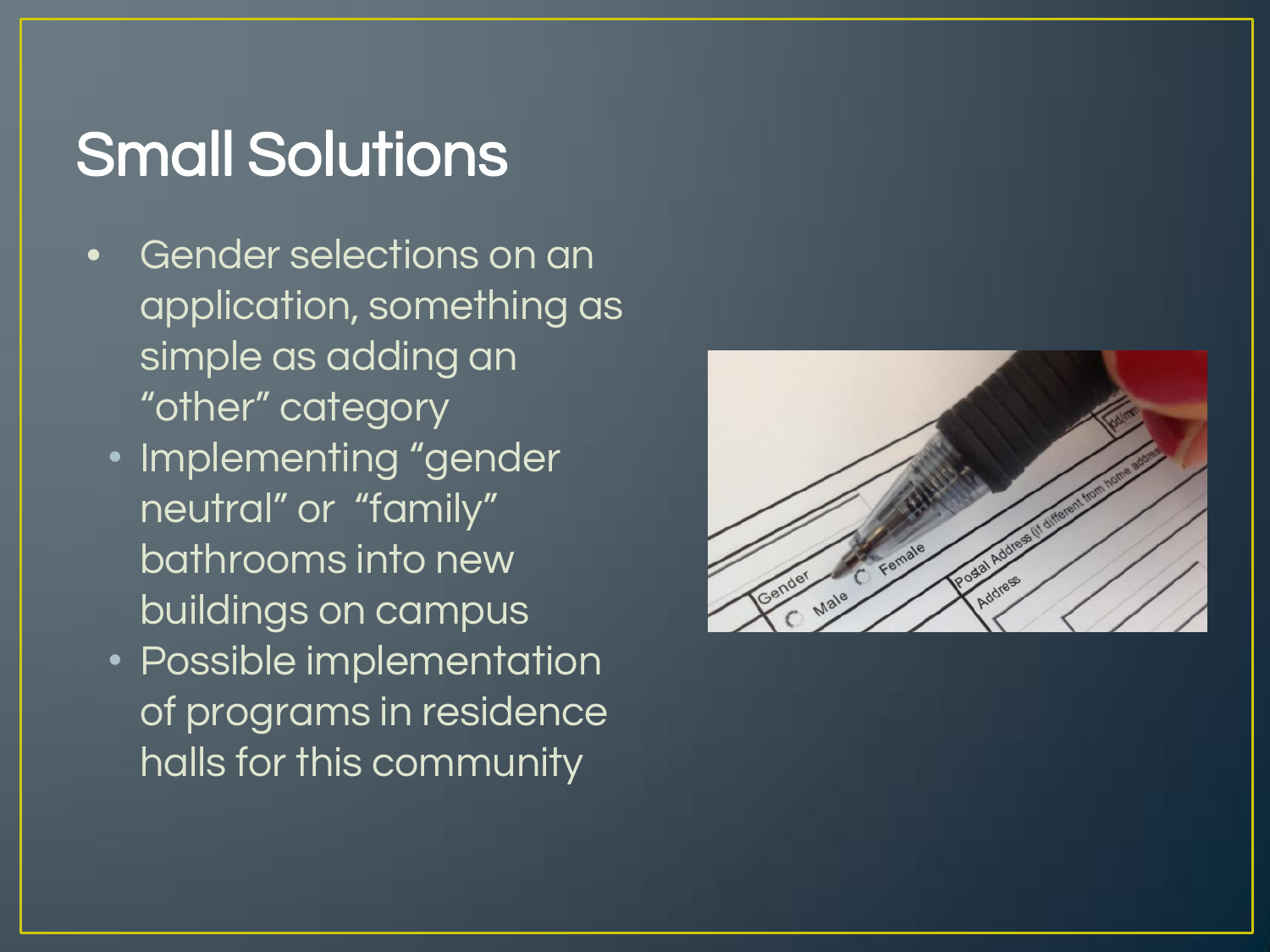## Small Solutions

- Gender selections on an application, something as simple as adding an "other" category
  - Implementing "gender neutral" or "family" bathrooms into new buildings on campus
  - Possible implementation of programs in residence halls for this community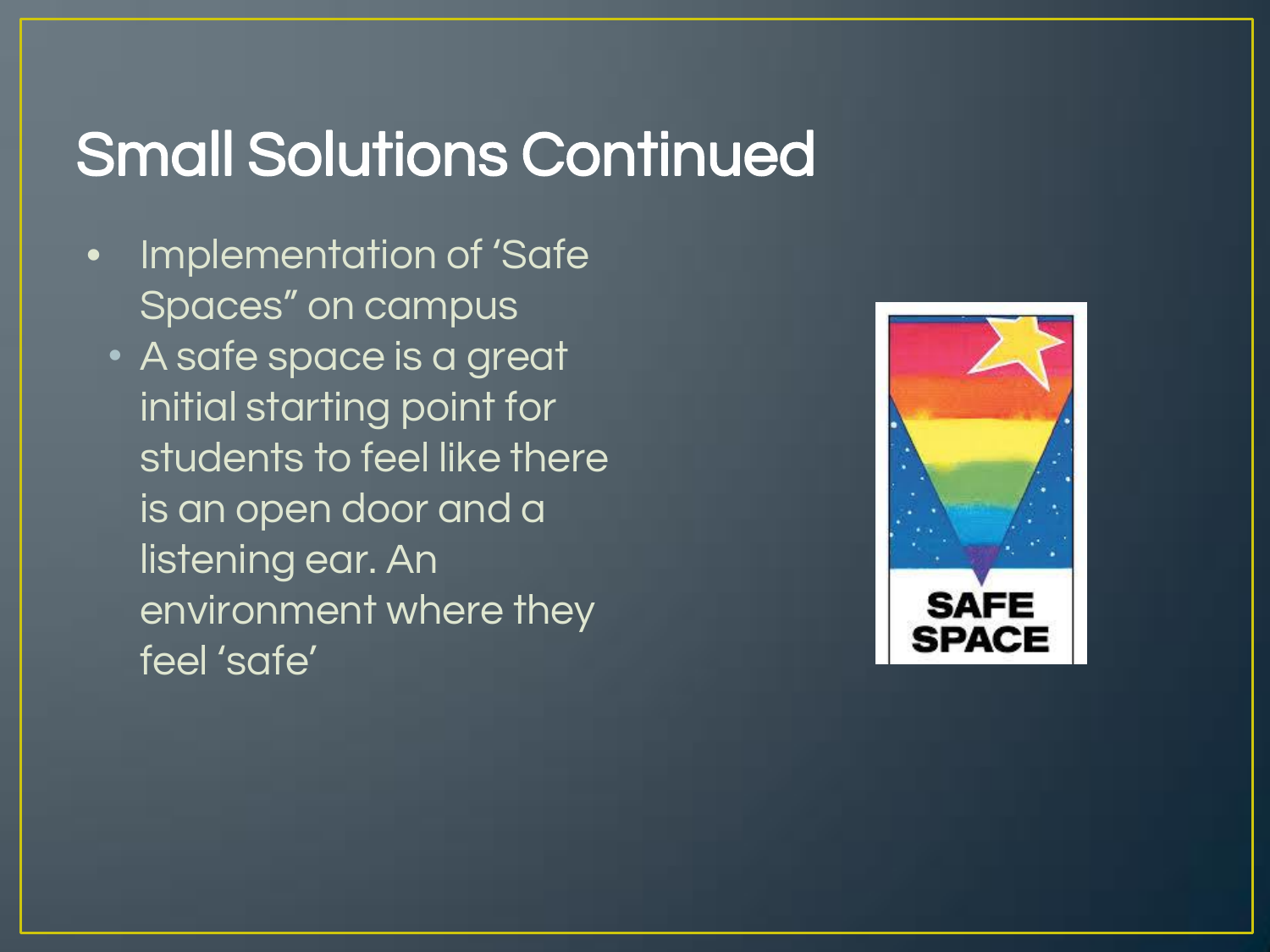# Small Solutions Continued

- Implementation of 'Safe Spaces" on campus
  - A safe space is a great initial starting point for students to feel like there is an open door and a listening ear. An environment where they feel 'safe'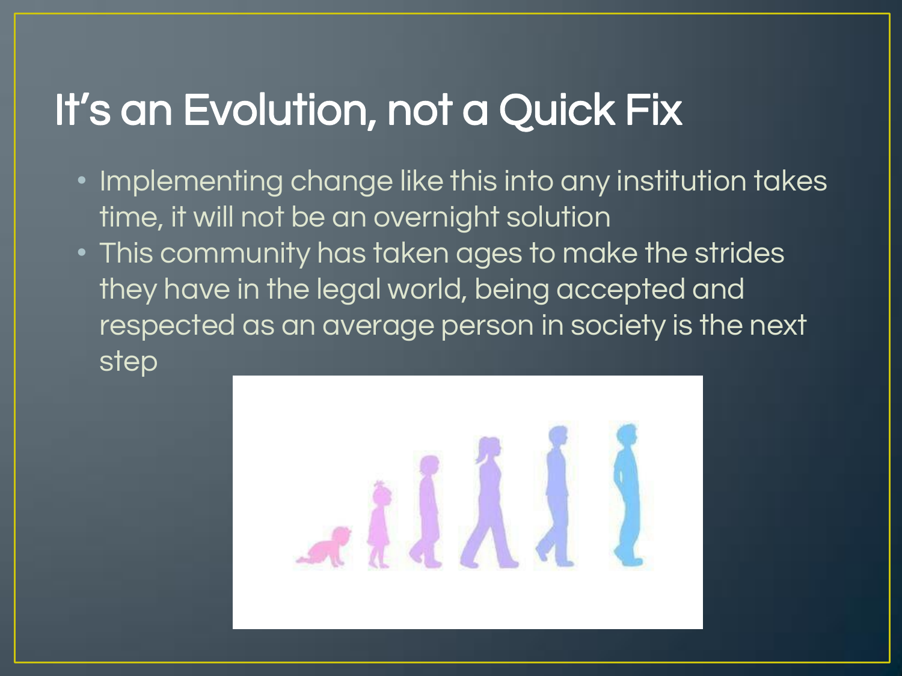# It's an Evolution, not a Quick Fix

- Implementing change like this into any institution takes time, it will not be an overnight solution
- This community has taken ages to make the strides they have in the legal world, being accepted and respected as an average person in society is the next step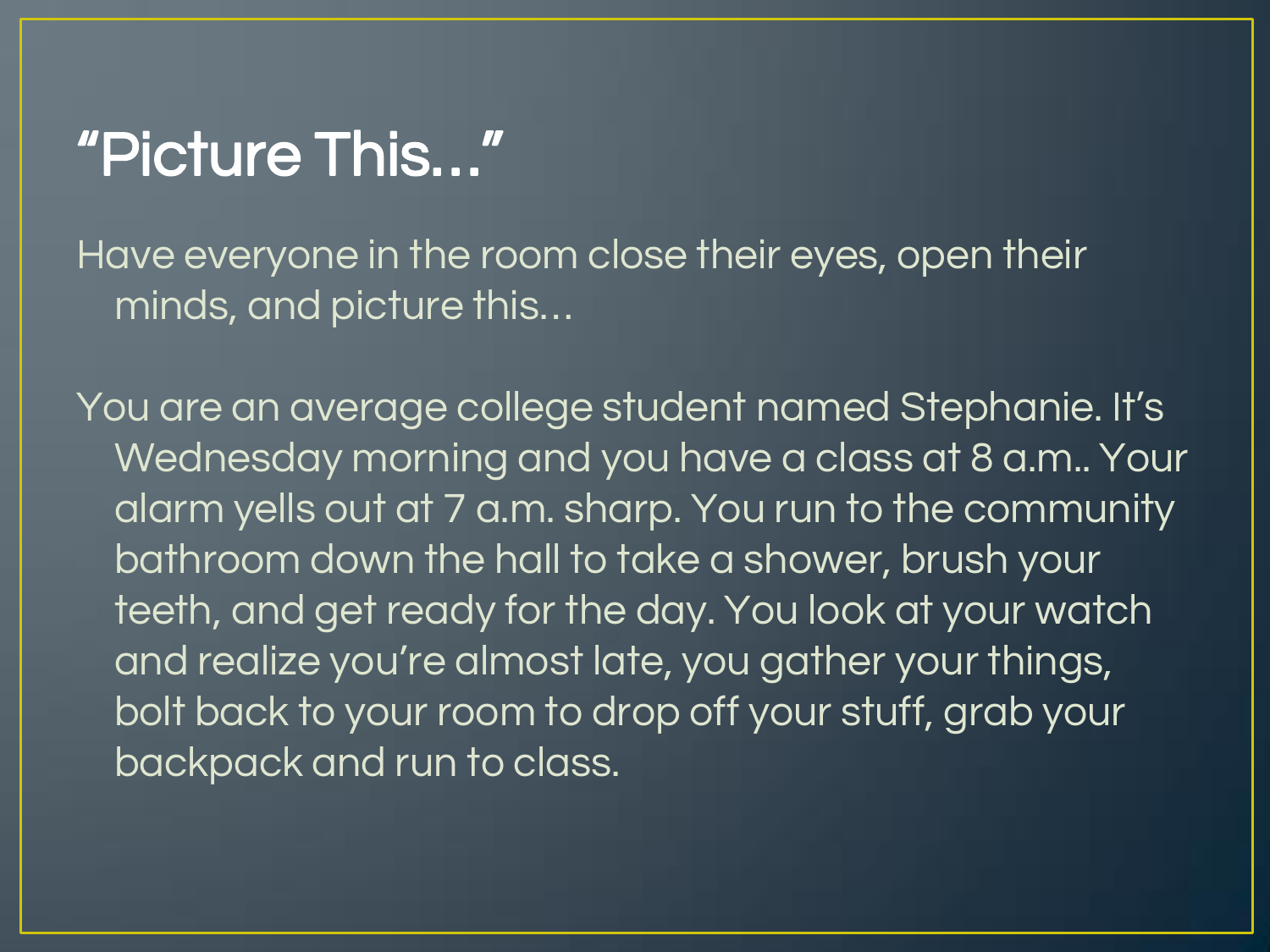# "Picture This…"

Have everyone in the room close their eyes, open their minds, and picture this…

You are an average college student named Stephanie. It's Wednesday morning and you have a class at 8 a.m.. Your alarm yells out at 7 a.m. sharp. You run to the community bathroom down the hall to take a shower, brush your teeth, and get ready for the day. You look at your watch and realize you're almost late, you gather your things, bolt back to your room to drop off your stuff, grab your backpack and run to class.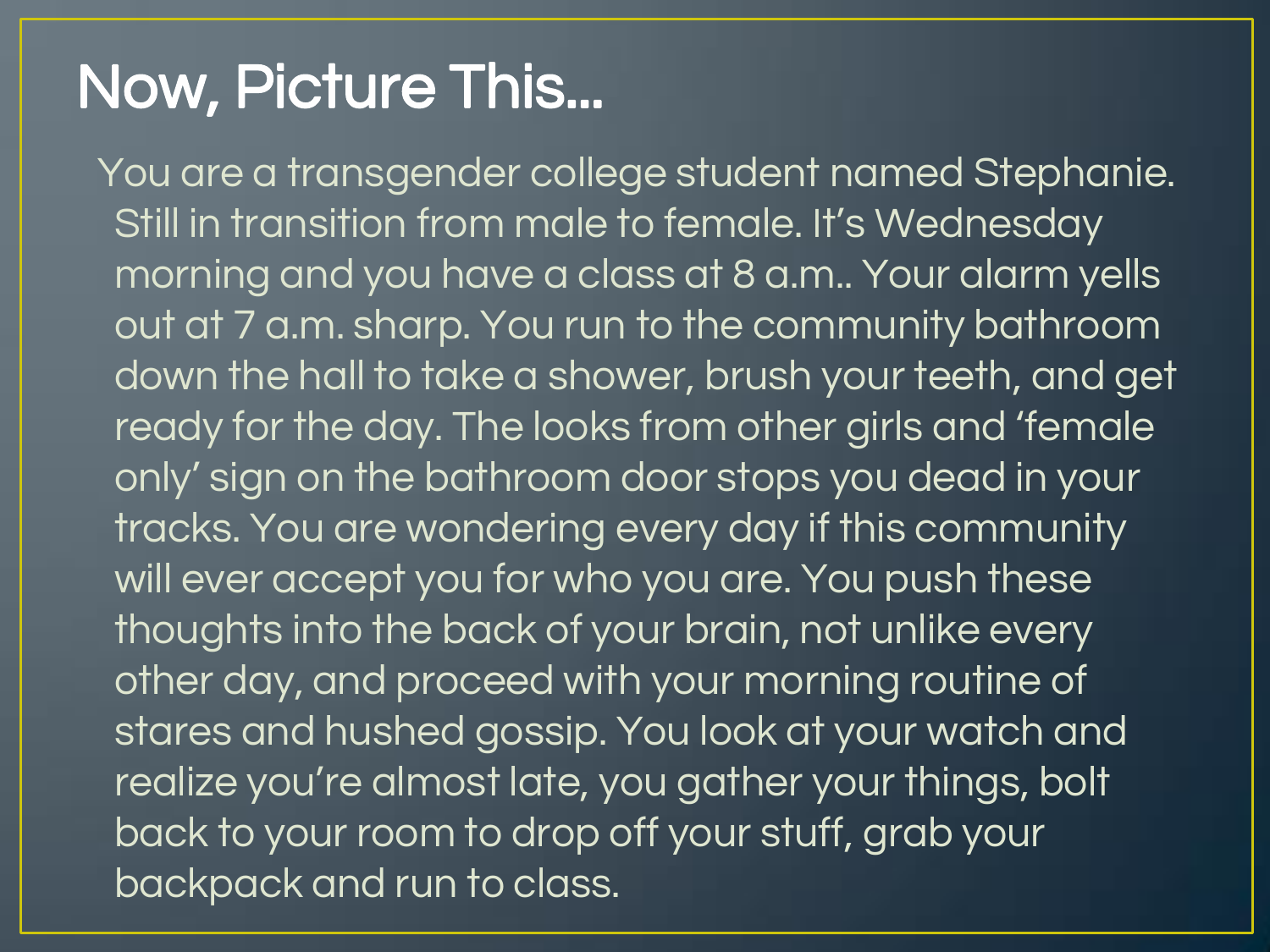# Now, Picture This...

You are a transgender college student named Stephanie. Still in transition from male to female. It's Wednesday morning and you have a class at 8 a.m.. Your alarm yells out at 7 a.m. sharp. You run to the community bathroom down the hall to take a shower, brush your teeth, and get ready for the day. The looks from other girls and 'female only' sign on the bathroom door stops you dead in your tracks. You are wondering every day if this community will ever accept you for who you are. You push these thoughts into the back of your brain, not unlike every other day, and proceed with your morning routine of stares and hushed gossip. You look at your watch and realize you're almost late, you gather your things, bolt back to your room to drop off your stuff, grab your backpack and run to class.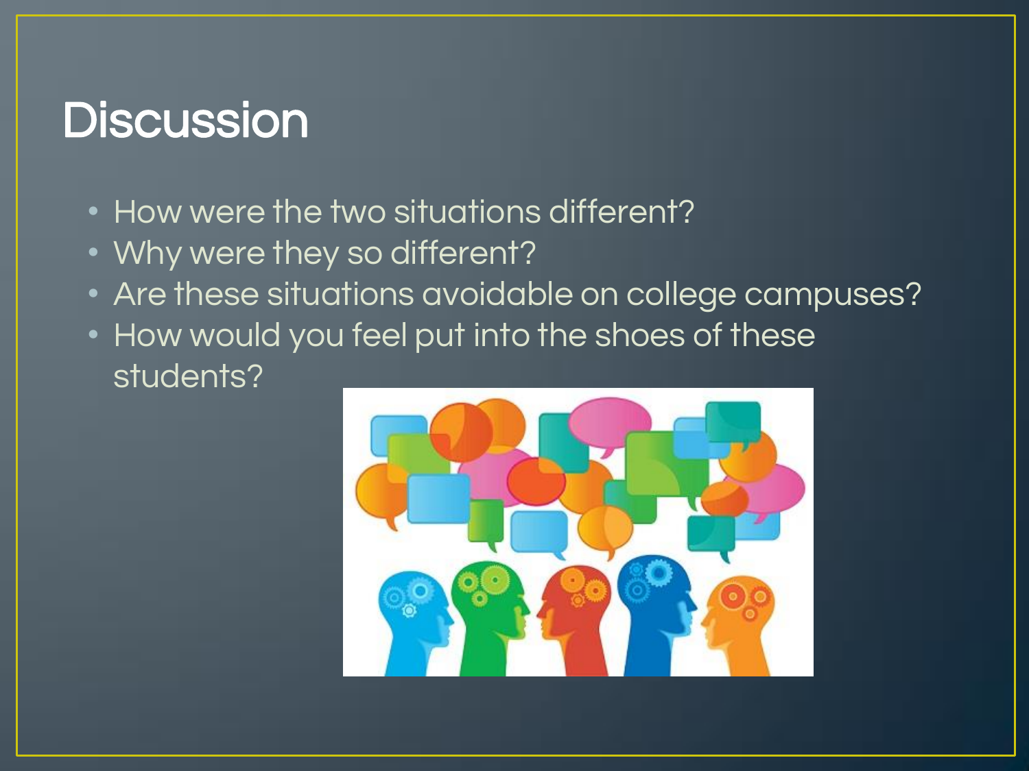# Discussion

- How were the two situations different?
- Why were they so different?
- Are these situations avoidable on college campuses?
- How would you feel put into the shoes of these students?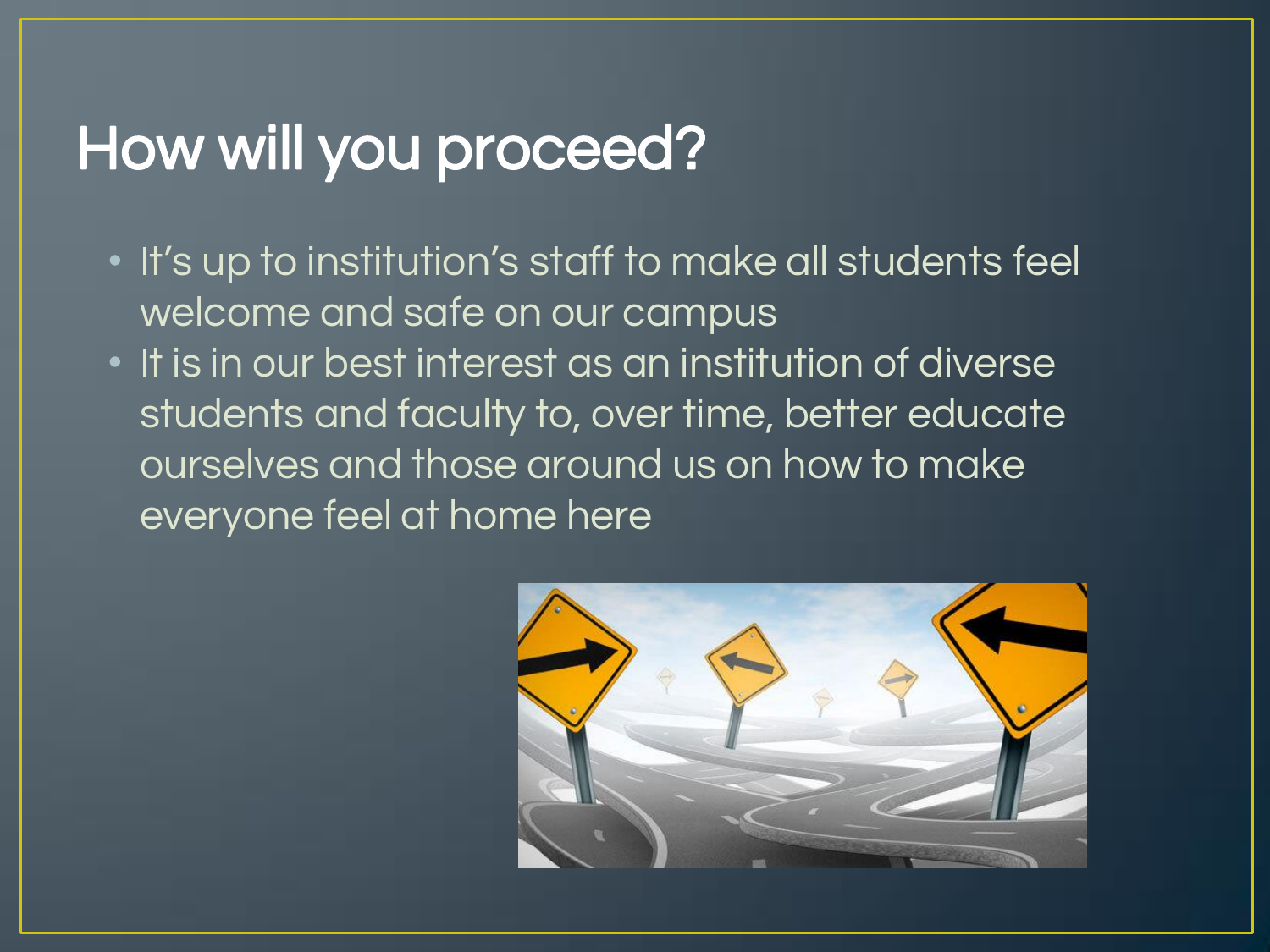# How will you proceed?

- It's up to institution's staff to make all students feel welcome and safe on our campus
- It is in our best interest as an institution of diverse students and faculty to, over time, better educate ourselves and those around us on how to make everyone feel at home here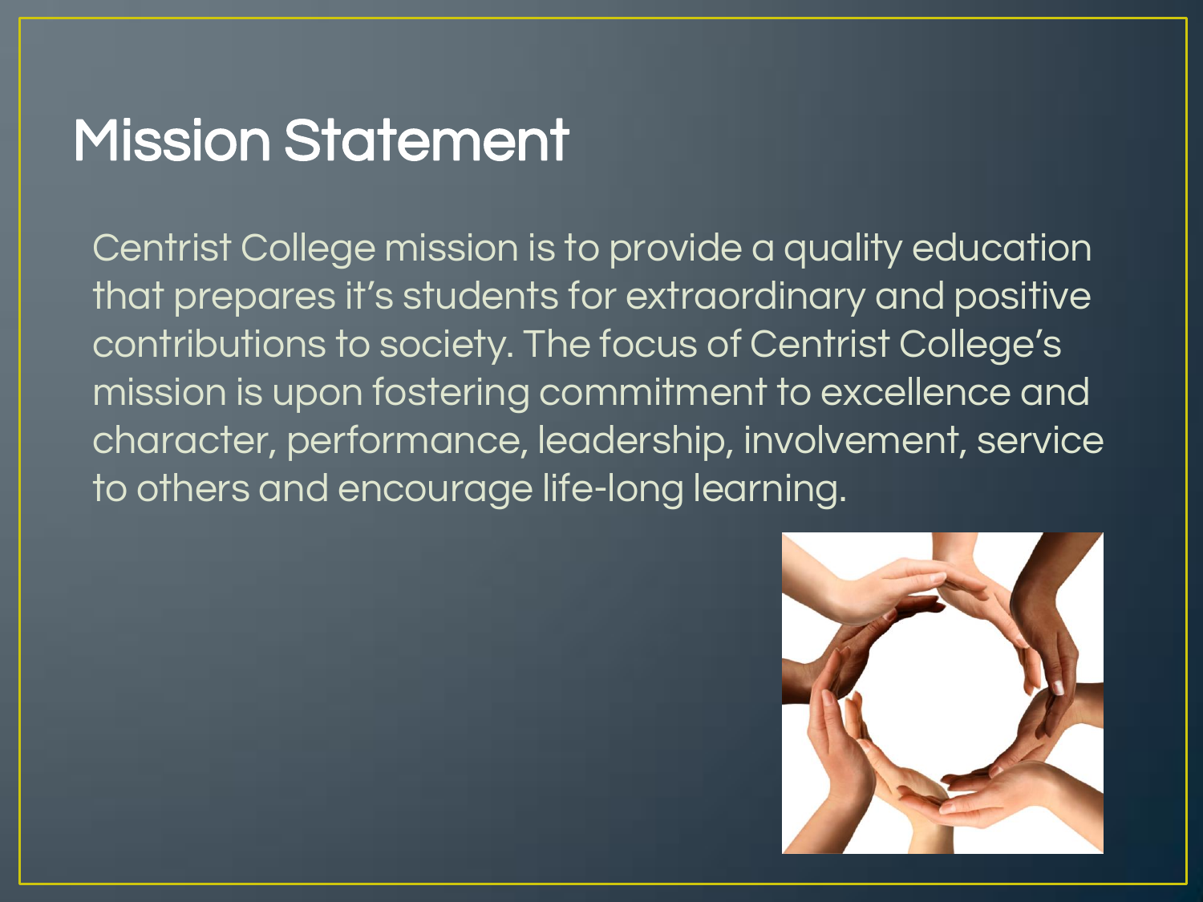# Mission Statement

Centrist College mission is to provide a quality education that prepares it's students for extraordinary and positive contributions to society. The focus of Centrist College's mission is upon fostering commitment to excellence and character, performance, leadership, involvement, service to others and encourage life-long learning.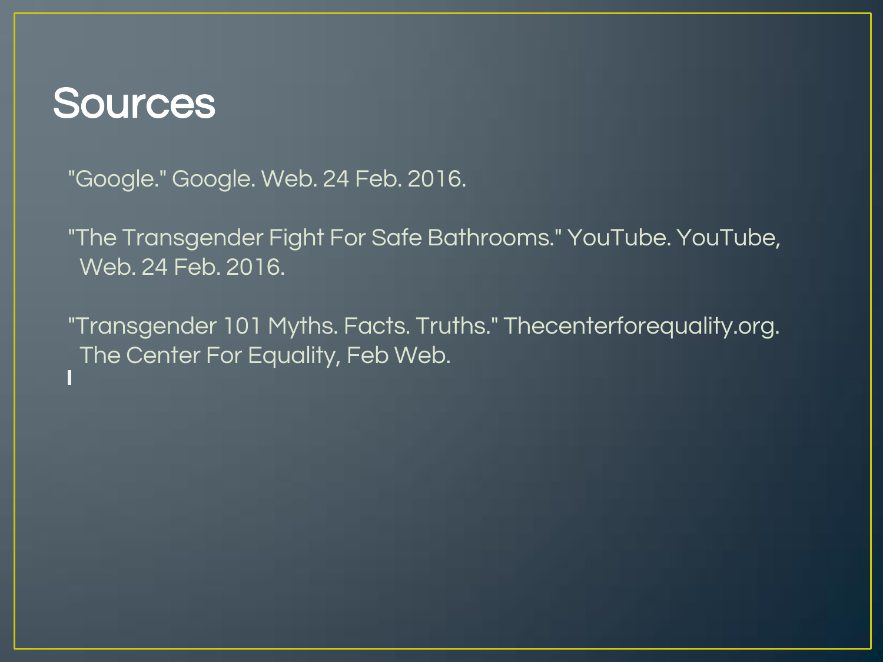# Sources

"Google." Google. Web. 24 Feb. 2016.

"The Transgender Fight For Safe Bathrooms." YouTube. YouTube, Web. 24 Feb. 2016.

"Transgender 101 Myths. Facts. Truths." Thecenterforequality.org. The Center For Equality, Feb Web.